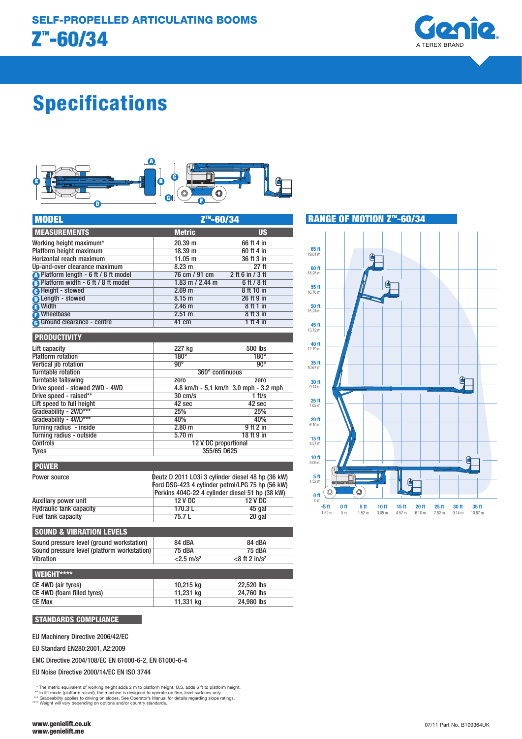# SELF-PROPELLED ARTICULATING BOOMS

# Z™-60/34

Genie
A TEREX BRAND

## Specifications

| MODEL | Z™-60/34 | |
|---|---|---|
| **MEASUREMENTS** | **Metric** | **US** |
| Working height maximum* | 20.39 m | 66 ft 4 in |
| Platform height maximum | 18.39 m | 60 ft 4 in |
| Horizontal reach maximum | 11.05 m | 36 ft 3 in |
| Up-and-over clearance maximum | 8.23 m | 27 ft |
| A Platform length - 6 ft / 8 ft model | 76 cm / 91 cm | 2 ft 6 in / 3 ft |
| B Platform width - 6 ft / 8 ft model | 1.83 m / 2.44 m | 6 ft / 8 ft |
| C Height - stowed | 2.69 m | 8 ft 10 in |
| D Length - stowed | 8.15 m | 26 ft 9 in |
| E Width | 2.46 m | 8 ft 1 in |
| F Wheelbase | 2.51 m | 8 ft 3 in |
| G Ground clearance - centre | 41 cm | 1 ft 4 in |

| PRODUCTIVITY | | |
|---|---|---|
| Lift capacity | 227 kg | 500 lbs |
| Platform rotation | 180° | 180° |
| Vertical jib rotation | 90° | 90° |
| Turntable rotation | 360° continuous | |
| Turntable tailswing | zero | zero |
| Drive speed - stowed 2WD - 4WD | 4.8 km/h - 5,1 km/h | 3.0 mph - 3.2 mph |
| Drive speed - raised** | 30 cm/s | 1 ft/s |
| Lift speed to full height | 42 sec | 42 sec |
| Gradeability - 2WD*** | 25% | 25% |
| Gradeability - 4WD*** | 40% | 40% |
| Turning radius - inside | 2.80 m | 9 ft 2 in |
| Turning radius - outside | 5.70 m | 18 ft 9 in |
| Controls | 12 V DC proportional | |
| Tyres | 355/65 D625 | |

| POWER | | |
|---|---|---|
| Power source | Deutz D 2011 L03i 3 cylinder diesel 48 hp (36 kW)<br>Ford DSG-423 4 cylinder petrol/LPG 75 hp (56 kW)<br>Perkins 404C-22 4 cylinder diesel 51 hp (38 kW) | |
| Auxiliary power unit | 12 V DC | 12 V DC |
| Hydraulic tank capacity | 170.3 L | 45 gal |
| Fuel tank capacity | 75.7 L | 20 gal |

| SOUND & VIBRATION LEVELS | | |
|---|---|---|
| Sound pressure level (ground workstation) | 84 dBA | 84 dBA |
| Sound pressure level (platform workstation) | 75 dBA | 75 dBA |
| Vibration | <2.5 m/s² | <8 ft 2 in/s² |

| WEIGHT**** | | |
|---|---|---|
| CE 4WD (air tyres) | 10,215 kg | 22,520 lbs |
| CE 4WD (foam filled tyres) | 11,231 kg | 24,760 lbs |
| CE Max | 11,331 kg | 24,980 lbs |

### STANDARDS COMPLIANCE

EU Machinery Directive 2006/42/EC

EU Standard EN280:2001, A2:2009

EMC Directive 2004/108/EC EN 61000-6-2, EN 61000-6-4

EU Noise Directive 2000/14/EC EN ISO 3744

\* The metric equivalent of working height adds 2 m to platform height. U.S. adds 6 ft to platform height.
\*\* In lift mode (platform raised), the machine is designed to operate on firm, level surfaces only.
\*\*\* Gradeability applies to driving on slopes. See Operator's Manual for details regarding slope ratings.
\*\*\*\* Weight will vary depending on options and/or country standards.

### RANGE OF MOTION Z™-60/34

www.genielift.co.uk
www.genielift.me

07/11 Part No. B109364UK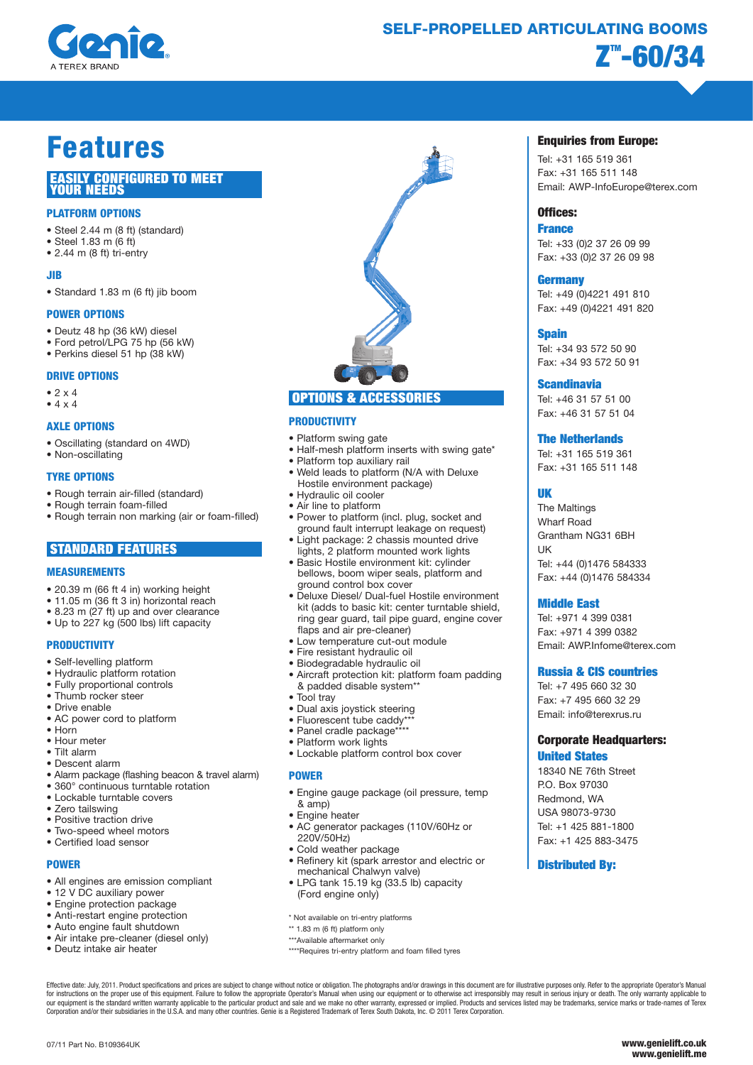# SELF-PROPELLED ARTICULATING BOOMS

# Z™-60/34

# Features

## EASILY CONFIGURED TO MEET YOUR NEEDS

### PLATFORM OPTIONS

- Steel 2.44 m (8 ft) (standard)
- Steel 1.83 m (6 ft)
- 2.44 m (8 ft) tri-entry

### JIB

- Standard 1.83 m (6 ft) jib boom

### POWER OPTIONS

- Deutz 48 hp (36 kW) diesel
- Ford petrol/LPG 75 hp (56 kW)
- Perkins diesel 51 hp (38 kW)

### DRIVE OPTIONS

- 2 x 4
- 4 x 4

### AXLE OPTIONS

- Oscillating (standard on 4WD)
- Non-oscillating

### TYRE OPTIONS

- Rough terrain air-filled (standard)
- Rough terrain foam-filled
- Rough terrain non marking (air or foam-filled)

## STANDARD FEATURES

### MEASUREMENTS

- 20.39 m (66 ft 4 in) working height
- 11.05 m (36 ft 3 in) horizontal reach
- 8.23 m (27 ft) up and over clearance
- Up to 227 kg (500 lbs) lift capacity

### PRODUCTIVITY

- Self-levelling platform
- Hydraulic platform rotation
- Fully proportional controls
- Thumb rocker steer
- Drive enable
- AC power cord to platform
- Horn
- Hour meter
- Tilt alarm
- Descent alarm
- Alarm package (flashing beacon & travel alarm)
- 360° continuous turntable rotation
- Lockable turntable covers
- Zero tailswing
- Positive traction drive
- Two-speed wheel motors
- Certified load sensor

### POWER

- All engines are emission compliant
- 12 V DC auxiliary power
- Engine protection package
- Anti-restart engine protection
- Auto engine fault shutdown
- Air intake pre-cleaner (diesel only)
- Deutz intake air heater

## OPTIONS & ACCESSORIES

### PRODUCTIVITY

- Platform swing gate
- Half-mesh platform inserts with swing gate*
- Platform top auxiliary rail
- Weld leads to platform (N/A with Deluxe Hostile environment package)
- Hydraulic oil cooler
- Air line to platform
- Power to platform (incl. plug, socket and ground fault interrupt leakage on request)
- Light package: 2 chassis mounted drive lights, 2 platform mounted work lights
- Basic Hostile environment kit: cylinder bellows, boom wiper seals, platform and ground control box cover
- Deluxe Diesel/ Dual-fuel Hostile environment kit (adds to basic kit: center turntable shield, ring gear guard, tail pipe guard, engine cover flaps and air pre-cleaner)
- Low temperature cut-out module
- Fire resistant hydraulic oil
- Biodegradable hydraulic oil
- Aircraft protection kit: platform foam padding & padded disable system**
- Tool tray
- Dual axis joystick steering
- Fluorescent tube caddy***
- Panel cradle package****
- Platform work lights
- Lockable platform control box cover

### POWER

- Engine gauge package (oil pressure, temp & amp)
- Engine heater
- AC generator packages (110V/60Hz or 220V/50Hz)
- Cold weather package
- Refinery kit (spark arrestor and electric or mechanical Chalwyn valve)
- LPG tank 15.19 kg (33.5 lb) capacity (Ford engine only)

\* Not available on tri-entry platforms
** 1.83 m (6 ft) platform only
***Available aftermarket only
****Requires tri-entry platform and foam filled tyres

### Enquiries from Europe:

Tel: +31 165 519 361
Fax: +31 165 511 148
Email: AWP-InfoEurope@terex.com

### Offices:

**France**
Tel: +33 (0)2 37 26 09 99
Fax: +33 (0)2 37 26 09 98

**Germany**
Tel: +49 (0)4221 491 810
Fax: +49 (0)4221 491 820

**Spain**
Tel: +34 93 572 50 90
Fax: +34 93 572 50 91

**Scandinavia**
Tel: +46 31 57 51 00
Fax: +46 31 57 51 04

**The Netherlands**
Tel: +31 165 519 361
Fax: +31 165 511 148

**UK**
The Maltings
Wharf Road
Grantham NG31 6BH
UK
Tel: +44 (0)1476 584333
Fax: +44 (0)1476 584334

**Middle East**
Tel: +971 4 399 0381
Fax: +971 4 399 0382
Email: AWP.Infome@terex.com

**Russia & CIS countries**
Tel: +7 495 660 32 30
Fax: +7 495 660 32 29
Email: info@terexrus.ru

### Corporate Headquarters:

**United States**
18340 NE 76th Street
P.O. Box 97030
Redmond, WA
USA 98073-9730
Tel: +1 425 881-1800
Fax: +1 425 883-3475

**Distributed By:**

Effective date: July, 2011. Product specifications and prices are subject to change without notice or obligation. The photographs and/or drawings in this document are for illustrative purposes only. Refer to the appropriate Operator's Manual for instructions on the proper use of this equipment. Failure to follow the appropriate Operator's Manual when using our equipment or to otherwise act irresponsibly may result in serious injury or death. The only warranty applicable to our equipment is the standard written warranty applicable to the particular product and sale and we make no other warranty, expressed or implied. Products and services listed may be trademarks, service marks or trade-names of Terex Corporation and/or their subsidiaries in the U.S.A. and many other countries. Genie is a Registered Trademark of Terex South Dakota, Inc. © 2011 Terex Corporation.

07/11 Part No. B109364UK

www.genielift.co.uk
www.genielift.me